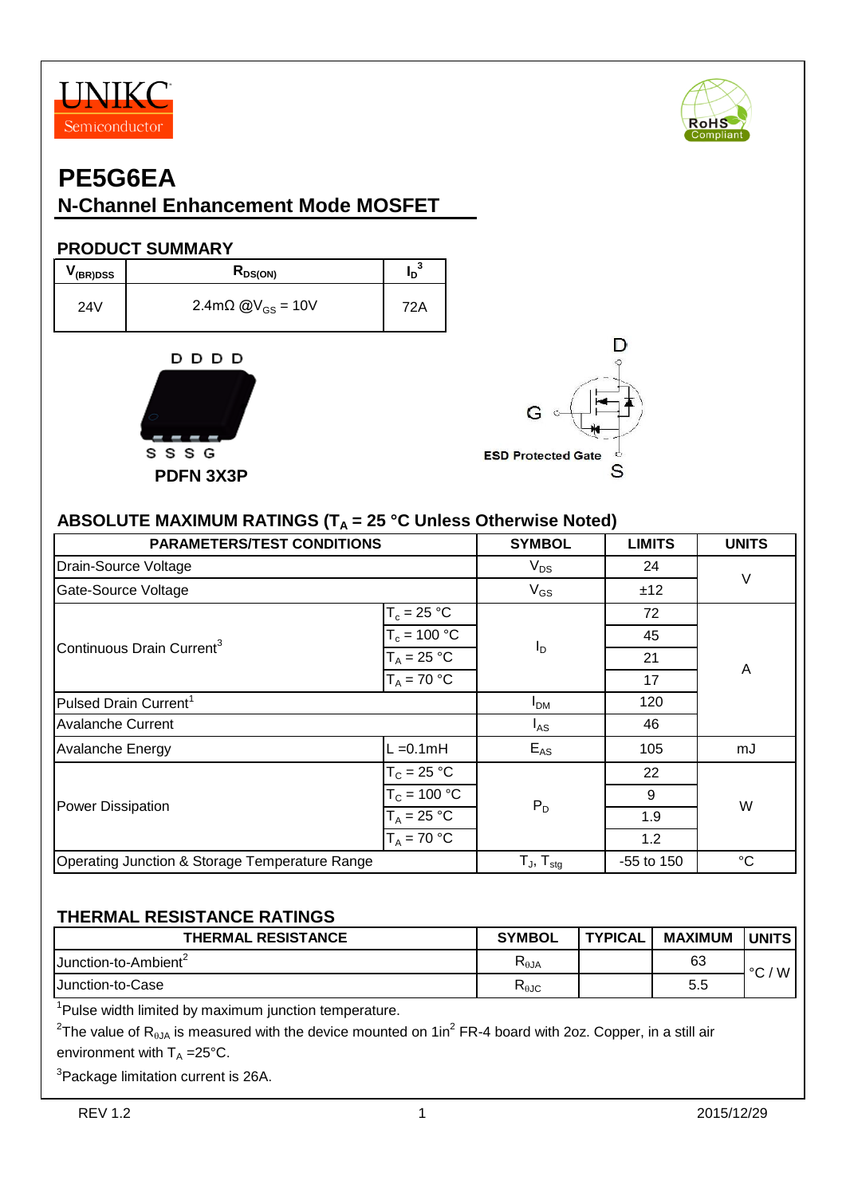UNIKC Semiconductor

RoHS Compliant

# PE5G6EA

## N-Channel Enhancement Mode MOSFET

### PRODUCT SUMMARY

| $V_{(BR)DSS}$ | $R_{DS(ON)}$ | $I_D$[3] |
|---|---|---|
| 24V | 2.4mΩ @$V_{GS}$ = 10V | 72A |

D D D D

S S S G

PDFN 3X3P

D

G

S

ESD Protected Gate

### ABSOLUTE MAXIMUM RATINGS ($T_A$ = 25 °C Unless Otherwise Noted)

| PARAMETERS/TEST CONDITIONS | | SYMBOL | LIMITS | UNITS |
|---|---|---|---|---|
| Drain-Source Voltage | | $V_{DS}$ | 24 | V |
| Gate-Source Voltage | | $V_{GS}$ | ±12 | V |
| Continuous Drain Current[3] | $T_c$ = 25 °C | $I_D$ | 72 | A |
| | $T_c$ = 100 °C | | 45 | |
| | $T_A$ = 25 °C | | 21 | |
| | $T_A$ = 70 °C | | 17 | |
| Pulsed Drain Current[1] | | $I_{DM}$ | 120 | A |
| Avalanche Current | | $I_{AS}$ | 46 | A |
| Avalanche Energy | L =0.1mH | $E_{AS}$ | 105 | mJ |
| Power Dissipation | $T_C$ = 25 °C | $P_D$ | 22 | W |
| | $T_C$ = 100 °C | | 9 | |
| | $T_A$ = 25 °C | | 1.9 | |
| | $T_A$ = 70 °C | | 1.2 | |
| Operating Junction & Storage Temperature Range | | $T_J$, $T_{stg}$ | -55 to 150 | °C |

### THERMAL RESISTANCE RATINGS

| THERMAL RESISTANCE | SYMBOL | TYPICAL | MAXIMUM | UNITS |
|---|---|---|---|---|
| Junction-to-Ambient[2] | $R_{\theta JA}$ | | 63 | °C / W |
| Junction-to-Case | $R_{\theta JC}$ | | 5.5 | °C / W |

[1]Pulse width limited by maximum junction temperature.

[2]The value of $R_{\theta JA}$ is measured with the device mounted on $1in^2$ FR-4 board with 2oz. Copper, in a still air environment with $T_A$ =25°C.

[3]Package limitation current is 26A.

REV 1.2 2015/12/29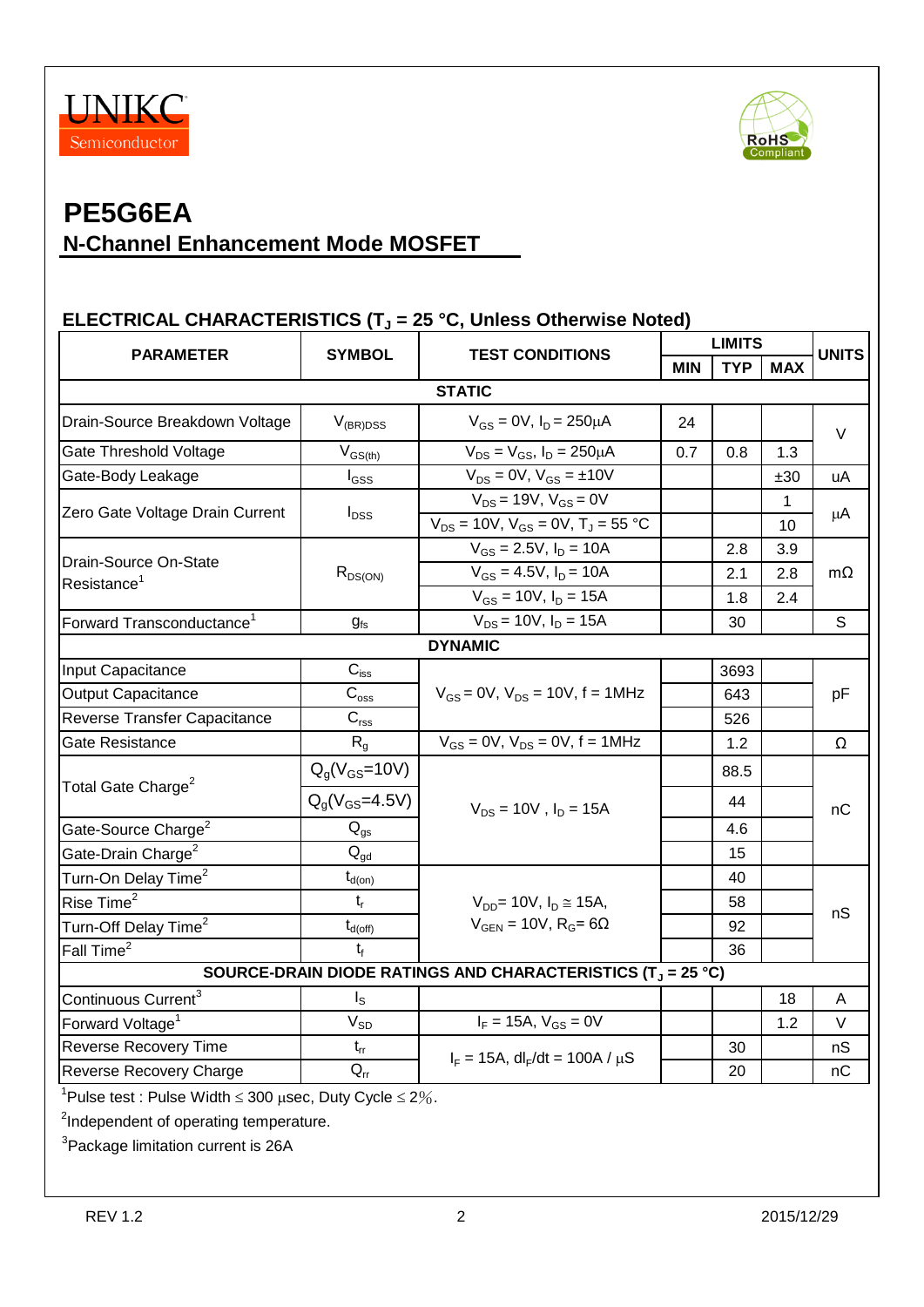UNIKC Semiconductor

# PE5G6EA

## N-Channel Enhancement Mode MOSFET

### ELECTRICAL CHARACTERISTICS ($T_J$ = 25 °C, Unless Otherwise Noted)

| PARAMETER | SYMBOL | TEST CONDITIONS | LIMITS | | | UNITS |
|---|---|---|---|---|---|---|
| | | | MIN | TYP | MAX | |
| **STATIC** | | | | | | |
| Drain-Source Breakdown Voltage | $V_{(BR)DSS}$ | $V_{GS}$ = 0V, $I_D$ = 250μA | 24 | | | V |
| Gate Threshold Voltage | $V_{GS(th)}$ | $V_{DS}$ = $V_{GS}$, $I_D$ = 250μA | 0.7 | 0.8 | 1.3 | V |
| Gate-Body Leakage | $I_{GSS}$ | $V_{DS}$ = 0V, $V_{GS}$ = ±10V | | | ±30 | uA |
| Zero Gate Voltage Drain Current | $I_{DSS}$ | $V_{DS}$ = 19V, $V_{GS}$ = 0V | | | 1 | μA |
| | | $V_{DS}$ = 10V, $V_{GS}$ = 0V, $T_J$ = 55 °C | | | 10 | |
| Drain-Source On-State Resistance[1] | $R_{DS(ON)}$ | $V_{GS}$ = 2.5V, $I_D$ = 10A | | 2.8 | 3.9 | mΩ |
| | | $V_{GS}$ = 4.5V, $I_D$ = 10A | | 2.1 | 2.8 | |
| | | $V_{GS}$ = 10V, $I_D$ = 15A | | 1.8 | 2.4 | |
| Forward Transconductance[1] | $g_{fs}$ | $V_{DS}$ = 10V, $I_D$ = 15A | | 30 | | S |
| **DYNAMIC** | | | | | | |
| Input Capacitance | $C_{iss}$ | $V_{GS}$ = 0V, $V_{DS}$ = 10V, f = 1MHz | | 3693 | | pF |
| Output Capacitance | $C_{oss}$ | | | 643 | | |
| Reverse Transfer Capacitance | $C_{rss}$ | | | 526 | | |
| Gate Resistance | $R_g$ | $V_{GS}$ = 0V, $V_{DS}$ = 0V, f = 1MHz | | 1.2 | | Ω |
| Total Gate Charge[2] | $Q_g(V_{GS}$=10V) | $V_{DS}$ = 10V , $I_D$ = 15A | | 88.5 | | nC |
| | $Q_g(V_{GS}$=4.5V) | | | 44 | | |
| Gate-Source Charge[2] | $Q_{gs}$ | | | 4.6 | | |
| Gate-Drain Charge[2] | $Q_{gd}$ | | | 15 | | |
| Turn-On Delay Time[2] | $t_{d(on)}$ | $V_{DD}$= 10V, $I_D$ ≅ 15A, $V_{GEN}$ = 10V, $R_G$= 6Ω | | 40 | | nS |
| Rise Time[2] | $t_r$ | | | 58 | | |
| Turn-Off Delay Time[2] | $t_{d(off)}$ | | | 92 | | |
| Fall Time[2] | $t_f$ | | | 36 | | |
| **SOURCE-DRAIN DIODE RATINGS AND CHARACTERISTICS ($T_J$ = 25 °C)** | | | | | | |
| Continuous Current[3] | $I_S$ | | | | 18 | A |
| Forward Voltage[1] | $V_{SD}$ | $I_F$ = 15A, $V_{GS}$ = 0V | | | 1.2 | V |
| Reverse Recovery Time | $t_{rr}$ | $I_F$ = 15A, $dI_F/dt$ = 100A / μS | | 30 | | nS |
| Reverse Recovery Charge | $Q_{rr}$ | | | 20 | | nC |

[1]Pulse test : Pulse Width ≤ 300 μsec, Duty Cycle ≤ 2%.

[2]Independent of operating temperature.

[3]Package limitation current is 26A

REV 1.2 2015/12/29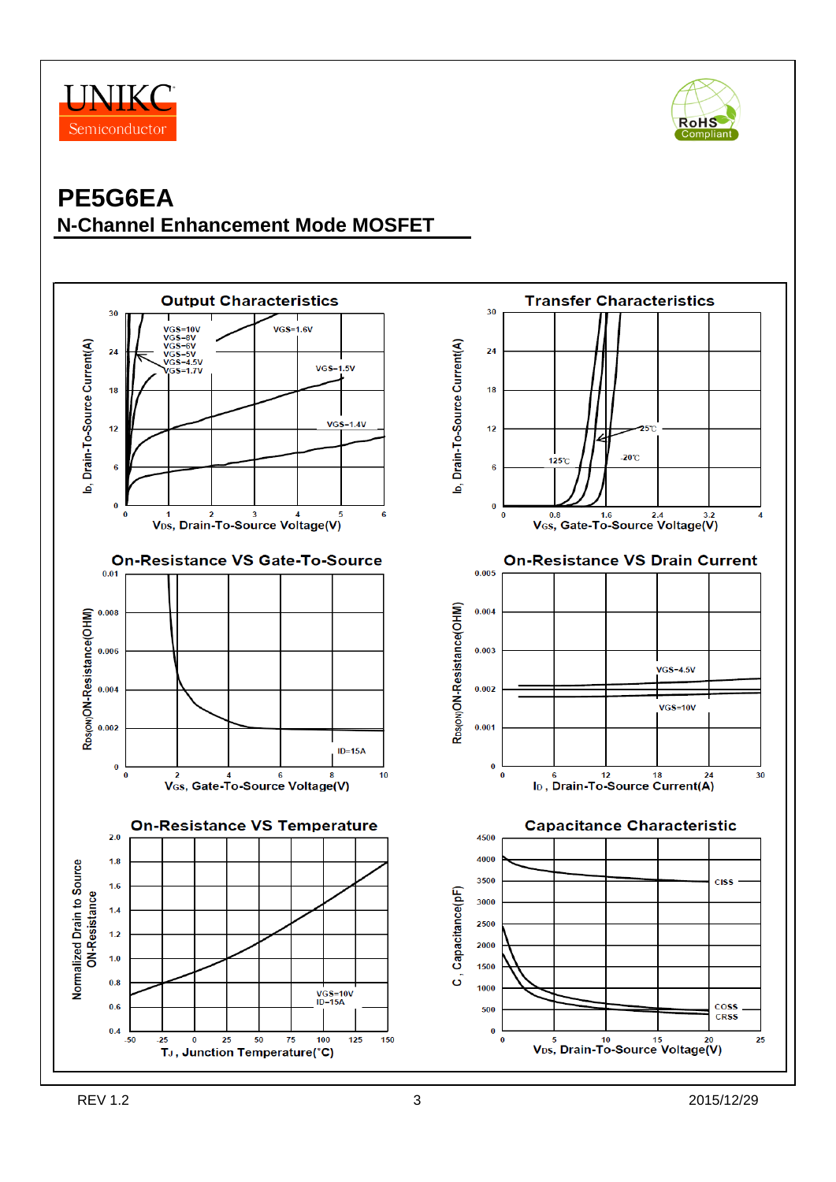# PE5G6EA

## N-Channel Enhancement Mode MOSFET

### Output Characteristics

$I_D$, Drain-To-Source Current(A) vs $V_{DS}$, Drain-To-Source Voltage(V)

VGS=10V, VGS=8V, VGS=6V, VGS=5V, VGS=4.5V, VGS=1.7V, VGS=1.6V, VGS=1.5V, VGS=1.4V

### Transfer Characteristics

$I_D$, Drain-To-Source Current(A) vs $V_{GS}$, Gate-To-Source Voltage(V)

125℃, 25℃, -20℃

### On-Resistance VS Gate-To-Source

$R_{DS(ON)}$ON-Resistance(OHM) vs $V_{GS}$, Gate-To-Source Voltage(V)

ID=15A

### On-Resistance VS Drain Current

$R_{DS(ON)}$ON-Resistance(OHM) vs $I_D$, Drain-To-Source Current(A)

VGS=4.5V, VGS=10V

### On-Resistance VS Temperature

Normalized Drain to Source ON-Resistance vs $T_J$, Junction Temperature(°C)

VGS=10V, ID=15A

### Capacitance Characteristic

C, Capacitance(pF) vs $V_{DS}$, Drain-To-Source Voltage(V)

CISS, COSS, CRSS

REV 1.2 2015/12/29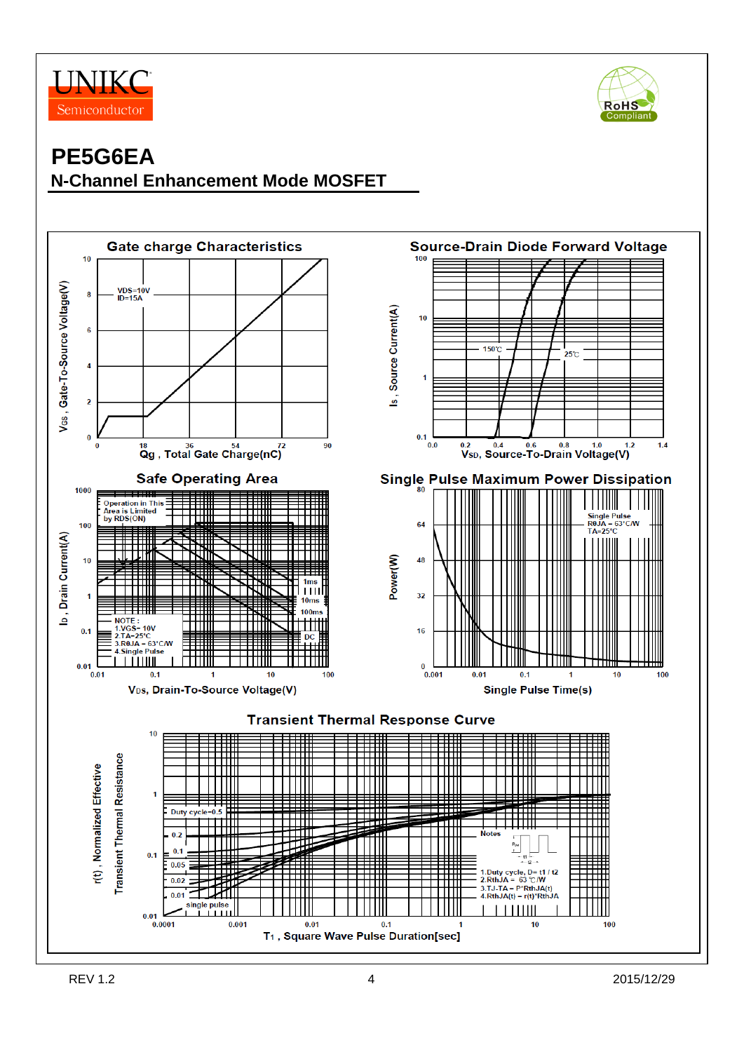# PE5G6EA

## N-Channel Enhancement Mode MOSFET

### Gate charge Characteristics

VDS=10V
ID=15A

$V_{GS}$ , Gate-To-Source Voltage(V)

Qg , Total Gate Charge(nC)

### Source-Drain Diode Forward Voltage

150℃ 25℃

$I_S$ , Source Current(A)

$V_{SD}$, Source-To-Drain Voltage(V)

### Safe Operating Area

Operation in This Area is Limited by RDS(ON)

1ms
10ms
100ms
DC

NOTE :
1.VGS= 10V
2.TA=25°C
3.RθJA = 63°C/W
4.Single Pulse

$I_D$ , Drain Current(A)

$V_{DS}$, Drain-To-Source Voltage(V)

### Single Pulse Maximum Power Dissipation

Single Pulse
RθJA = 63°C/W
TA=25°C

Power(W)

Single Pulse Time(s)

### Transient Thermal Response Curve

Duty cycle=0.5
0.2
0.1
0.05
0.02
0.01
single pulse

Notes
1.Duty cycle, D= t1 / t2
2.RthJA = 63 ℃/W
3.TJ-TA = P*RthJA(t)
4.RthJA(t) = r(t)*RthJA

r(t) , Normalized Effective Transient Thermal Resistance

T1 , Square Wave Pulse Duration[sec]

REV 1.2 2015/12/29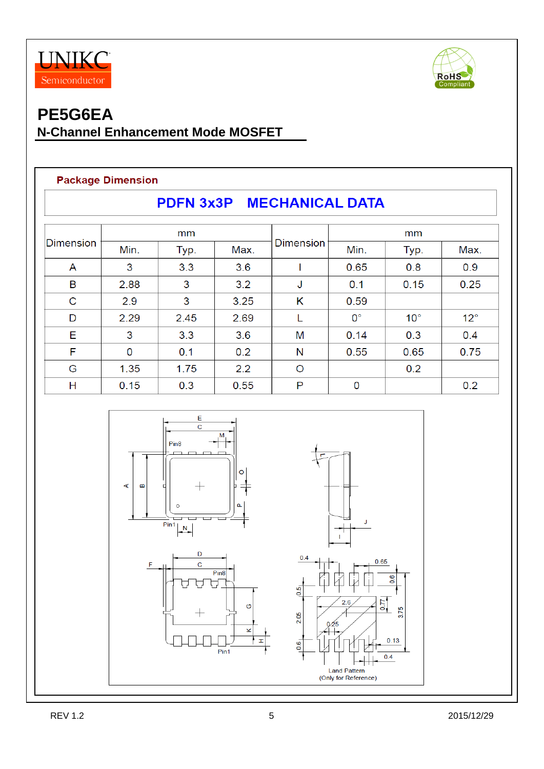# PE5G6EA

## N-Channel Enhancement Mode MOSFET

### Package Dimension

**PDFN 3x3P MECHANICAL DATA**

| Dimension | mm | | | Dimension | mm | | |
|---|---|---|---|---|---|---|---|
| | Min. | Typ. | Max. | | Min. | Typ. | Max. |
| A | 3 | 3.3 | 3.6 | I | 0.65 | 0.8 | 0.9 |
| B | 2.88 | 3 | 3.2 | J | 0.1 | 0.15 | 0.25 |
| C | 2.9 | 3 | 3.25 | K | 0.59 | | |
| D | 2.29 | 2.45 | 2.69 | L | 0° | 10° | 12° |
| E | 3 | 3.3 | 3.6 | M | 0.14 | 0.3 | 0.4 |
| F | 0 | 0.1 | 0.2 | N | 0.55 | 0.65 | 0.75 |
| G | 1.35 | 1.75 | 2.2 | O | | 0.2 | |
| H | 0.15 | 0.3 | 0.55 | P | 0 | | 0.2 |

Land Pattern
(Only for Reference)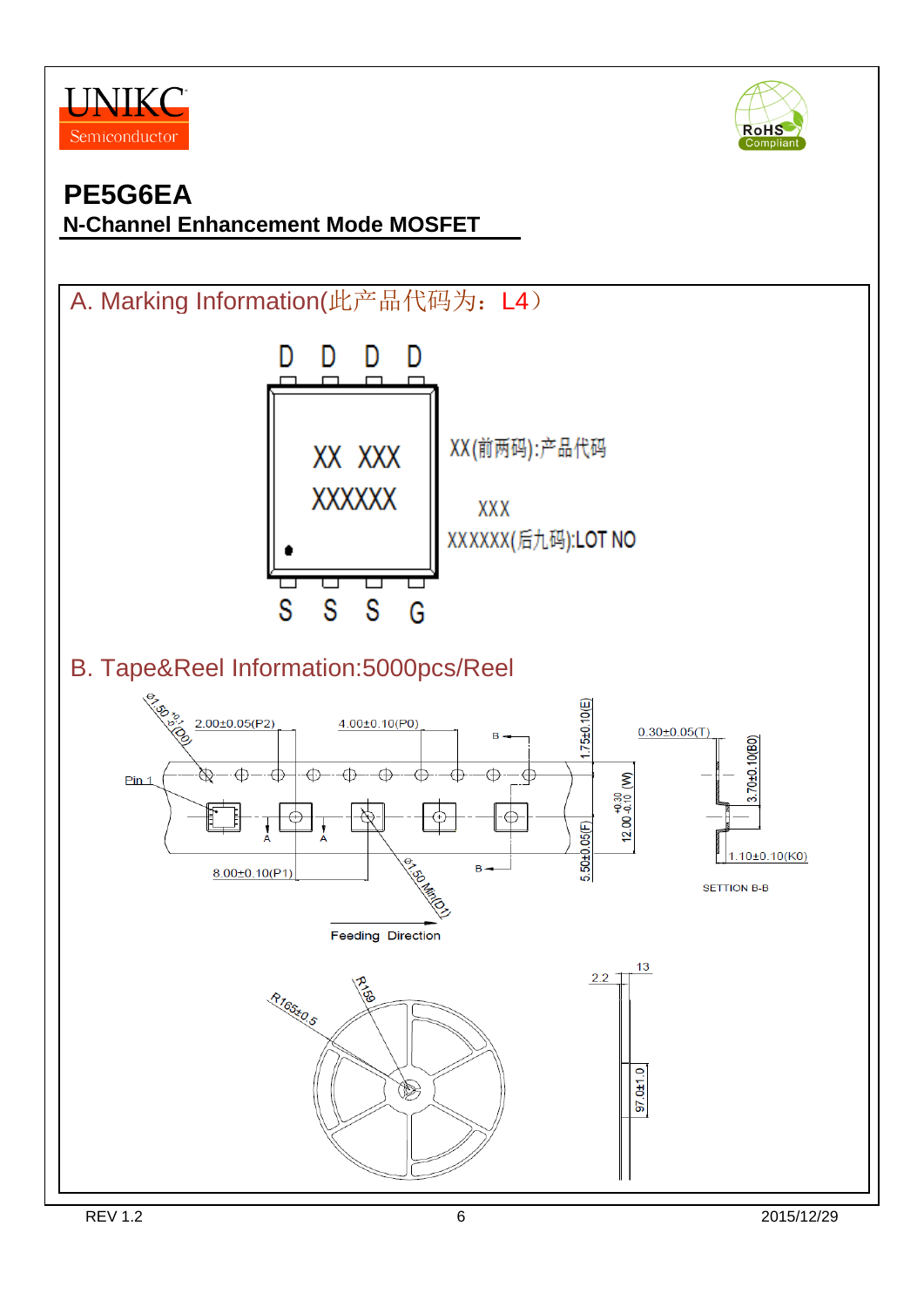# PE5G6EA

**N-Channel Enhancement Mode MOSFET**

## A. Marking Information(此产品代码为：L4）

D D D D

XX XXX
XXXXXX

S S S G

XX(前两码):产品代码

XXX

XXXXXX(后九码):LOT NO

## B. Tape&Reel Information:5000pcs/Reel

Ø1.50 +0.1/-0 (D0)

2.00±0.05(P2)

4.00±0.10(P0)

1.75±0.10(E)

0.30±0.05(T)

3.70±0.10(B0)

Pin 1

12.00 +0.30/-0.10 (W)

5.50±0.05(F)

8.00±0.10(P1)

Ø1.50 Min(D1)

1.10±0.10(K0)

SETTION B-B

Feeding Direction

R165±0.5

R159

2.2

13

97.0±1.0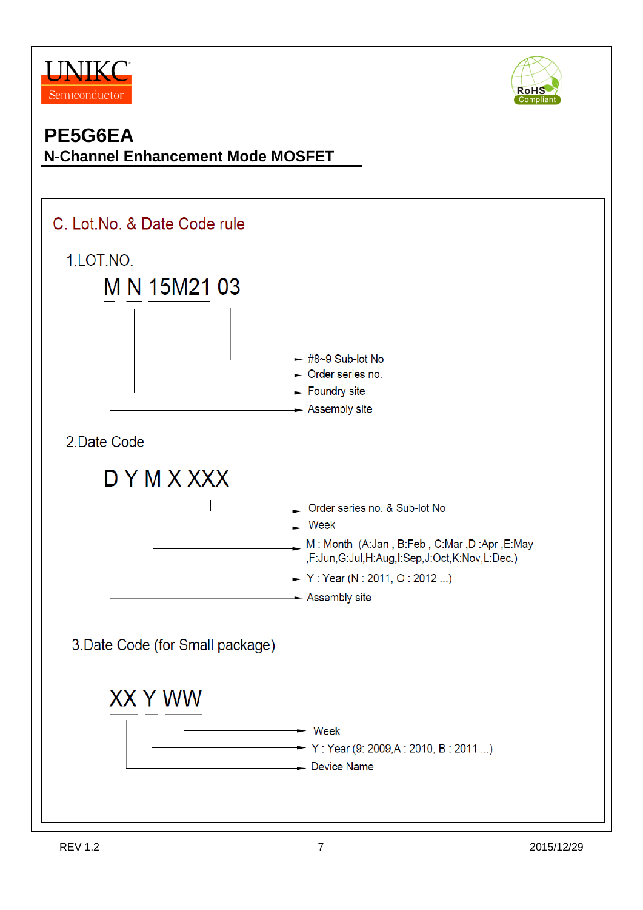UNIKC Semiconductor

# PE5G6EA

## N-Channel Enhancement Mode MOSFET

### C. Lot.No. & Date Code rule

1.LOT.NO.

M N 15M21 03

- 03 → #8~9 Sub-lot No
- 15M21 → Order series no.
- N → Foundry site
- M → Assembly site

2.Date Code

D Y M X XXX

- XXX → Order series no. & Sub-lot No
- X → Week
- M → M : Month (A:Jan , B:Feb , C:Mar ,D :Apr ,E:May ,F:Jun,G:Jul,H:Aug,I:Sep,J:Oct,K:Nov,L:Dec.)
- Y → Y : Year (N : 2011, O : 2012 ...)
- D → Assembly site

3.Date Code (for Small package)

XX Y WW

- WW → Week
- Y → Y : Year (9: 2009,A : 2010, B : 2011 ...)
- XX → Device Name

REV 1.2 2015/12/29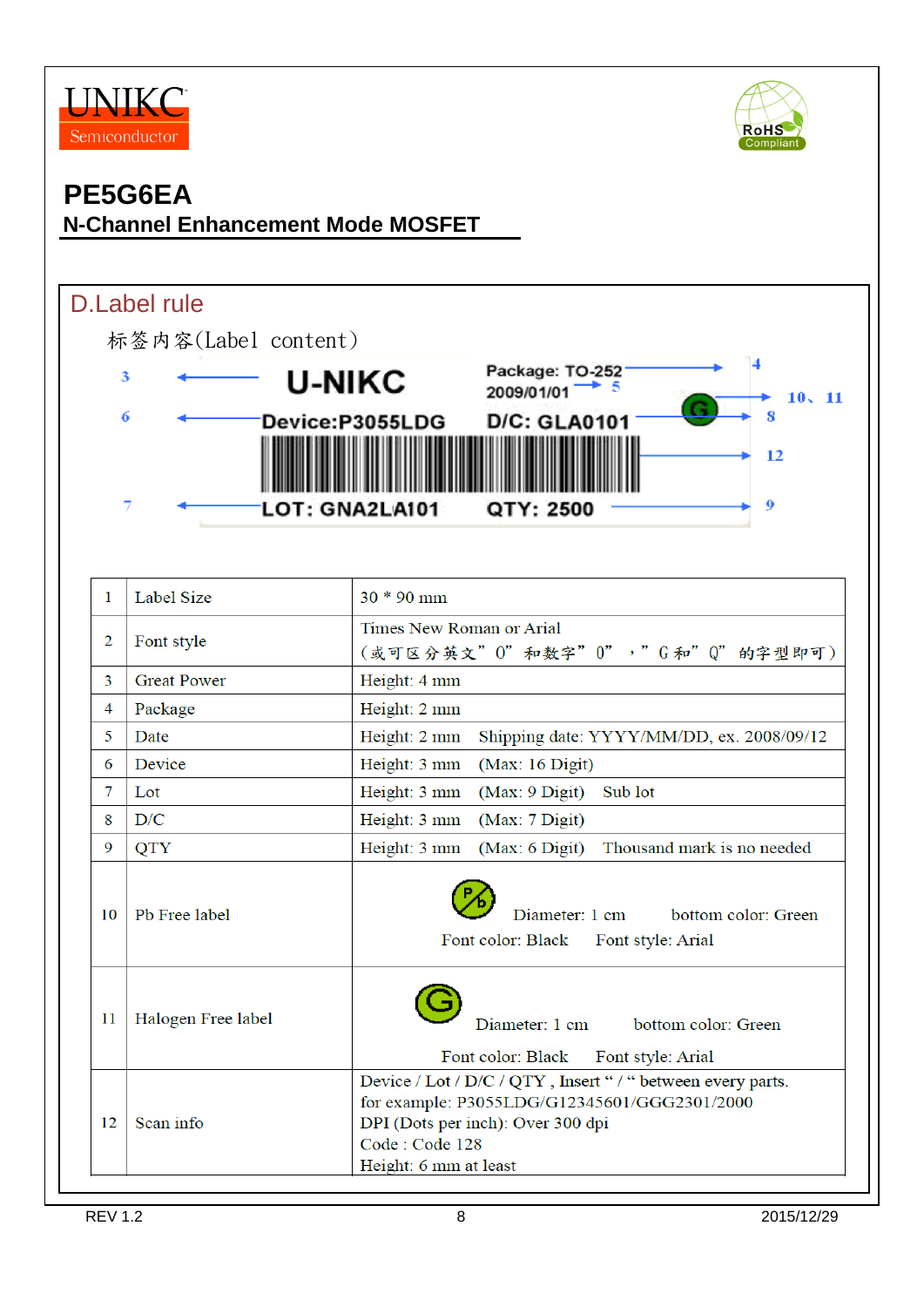UNIKC
Semiconductor

RoHS Compliant

# PE5G6EA

## N-Channel Enhancement Mode MOSFET

## D.Label rule

标签内容(Label content)

U-NIKC
Package: TO-252
2009/01/01
Device:P3055LDG
D/C: GLA0101
LOT: GNA2LA101
QTY: 2500

3 6 7 4 5 10、11 8 12 9

| | | |
|---|---|---|
| 1 | Label Size | 30 * 90 mm |
| 2 | Font style | Times New Roman or Arial<br>(或可区分英文" O" 和数字" 0" ，" G 和" Q" 的字型即可) |
| 3 | Great Power | Height: 4 mm |
| 4 | Package | Height: 2 mm |
| 5 | Date | Height: 2 mm Shipping date: YYYY/MM/DD, ex. 2008/09/12 |
| 6 | Device | Height: 3 mm (Max: 16 Digit) |
| 7 | Lot | Height: 3 mm (Max: 9 Digit) Sub lot |
| 8 | D/C | Height: 3 mm (Max: 7 Digit) |
| 9 | QTY | Height: 3 mm (Max: 6 Digit) Thousand mark is no needed |
| 10 | Pb Free label | Diameter: 1 cm bottom color: Green<br>Font color: Black Font style: Arial |
| 11 | Halogen Free label | Diameter: 1 cm bottom color: Green<br>Font color: Black Font style: Arial |
| 12 | Scan info | Device / Lot / D/C / QTY , Insert " / " between every parts.<br>for example: P3055LDG/G12345601/GGG2301/2000<br>DPI (Dots per inch): Over 300 dpi<br>Code : Code 128<br>Height: 6 mm at least |

REV 1.2 2015/12/29